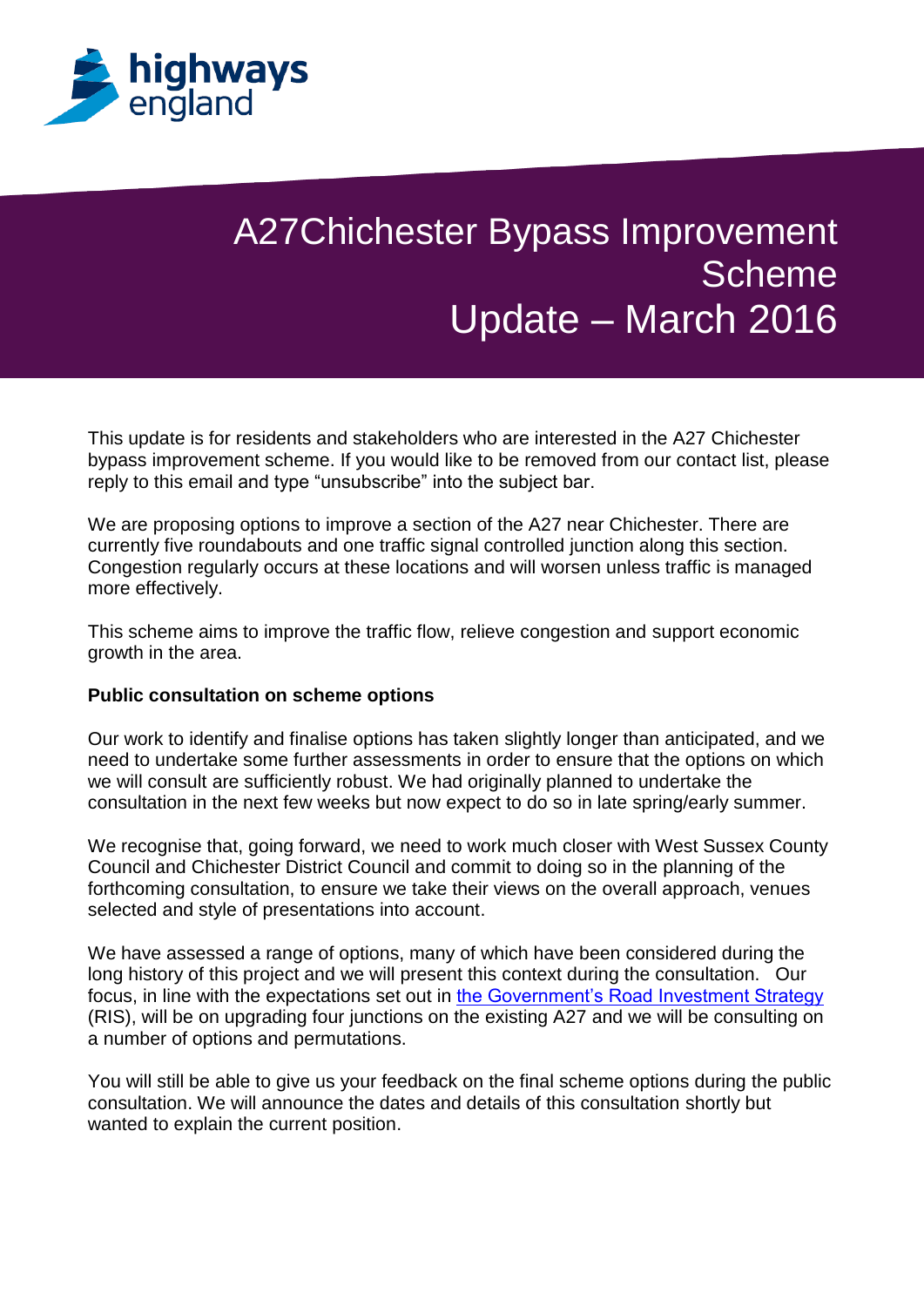# A27Chichester Bypass Improvement Scheme
# Update – March 2016

This update is for residents and stakeholders who are interested in the A27 Chichester bypass improvement scheme. If you would like to be removed from our contact list, please reply to this email and type "unsubscribe" into the subject bar.

We are proposing options to improve a section of the A27 near Chichester. There are currently five roundabouts and one traffic signal controlled junction along this section. Congestion regularly occurs at these locations and will worsen unless traffic is managed more effectively.

This scheme aims to improve the traffic flow, relieve congestion and support economic growth in the area.

**Public consultation on scheme options**

Our work to identify and finalise options has taken slightly longer than anticipated, and we need to undertake some further assessments in order to ensure that the options on which we will consult are sufficiently robust. We had originally planned to undertake the consultation in the next few weeks but now expect to do so in late spring/early summer.

We recognise that, going forward, we need to work much closer with West Sussex County Council and Chichester District Council and commit to doing so in the planning of the forthcoming consultation, to ensure we take their views on the overall approach, venues selected and style of presentations into account.

We have assessed a range of options, many of which have been considered during the long history of this project and we will present this context during the consultation. Our focus, in line with the expectations set out in the Government's Road Investment Strategy (RIS), will be on upgrading four junctions on the existing A27 and we will be consulting on a number of options and permutations.

You will still be able to give us your feedback on the final scheme options during the public consultation. We will announce the dates and details of this consultation shortly but wanted to explain the current position.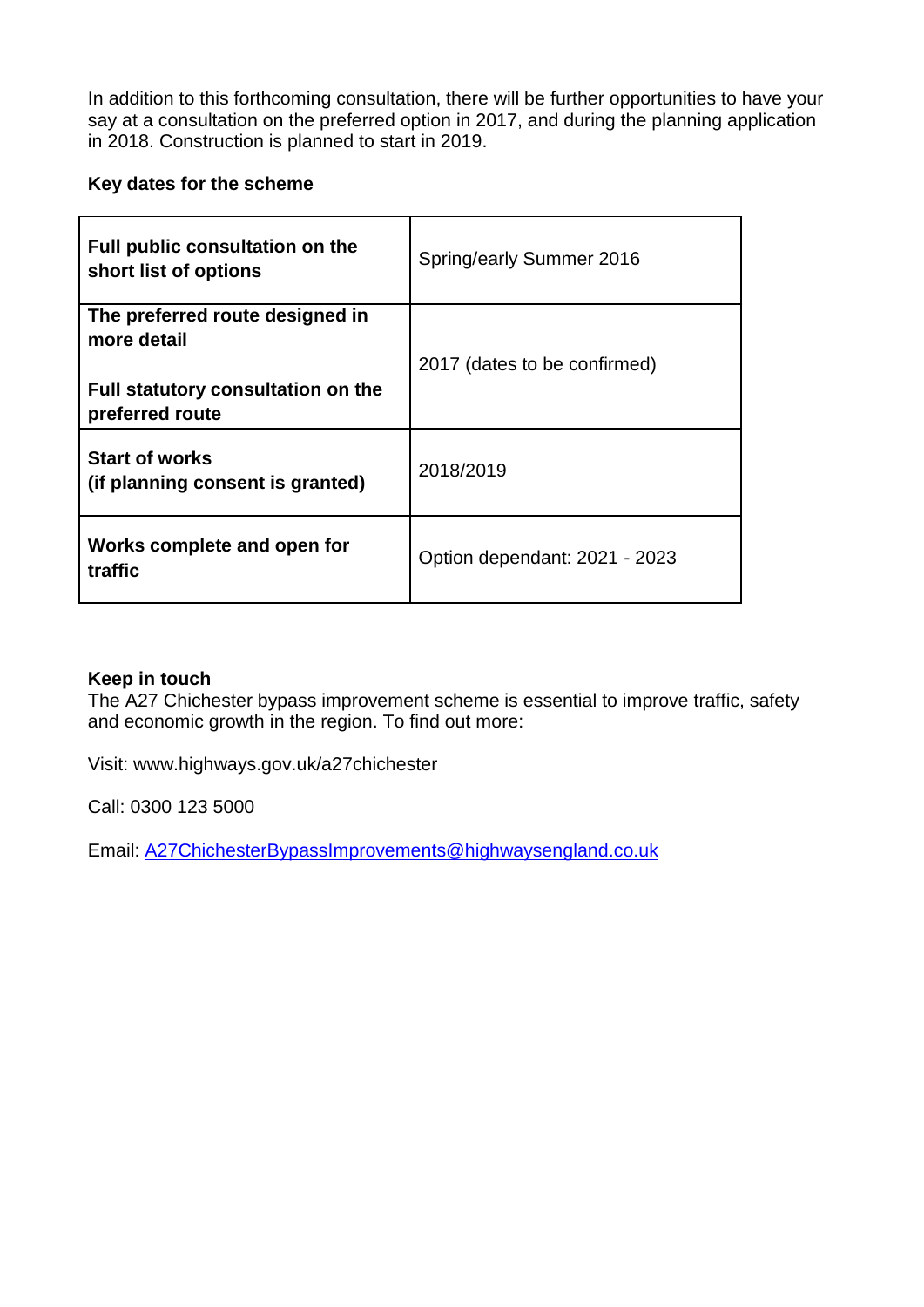In addition to this forthcoming consultation, there will be further opportunities to have your say at a consultation on the preferred option in 2017, and during the planning application in 2018. Construction is planned to start in 2019.

**Key dates for the scheme**

| | |
|---|---|
| **Full public consultation on the short list of options** | Spring/early Summer 2016 |
| **The preferred route designed in more detail**<br><br>**Full statutory consultation on the preferred route** | 2017 (dates to be confirmed) |
| **Start of works (if planning consent is granted)** | 2018/2019 |
| **Works complete and open for traffic** | Option dependant: 2021 - 2023 |

**Keep in touch**

The A27 Chichester bypass improvement scheme is essential to improve traffic, safety and economic growth in the region. To find out more:

Visit: www.highways.gov.uk/a27chichester

Call: 0300 123 5000

Email: A27ChichesterBypassImprovements@highwaysengland.co.uk